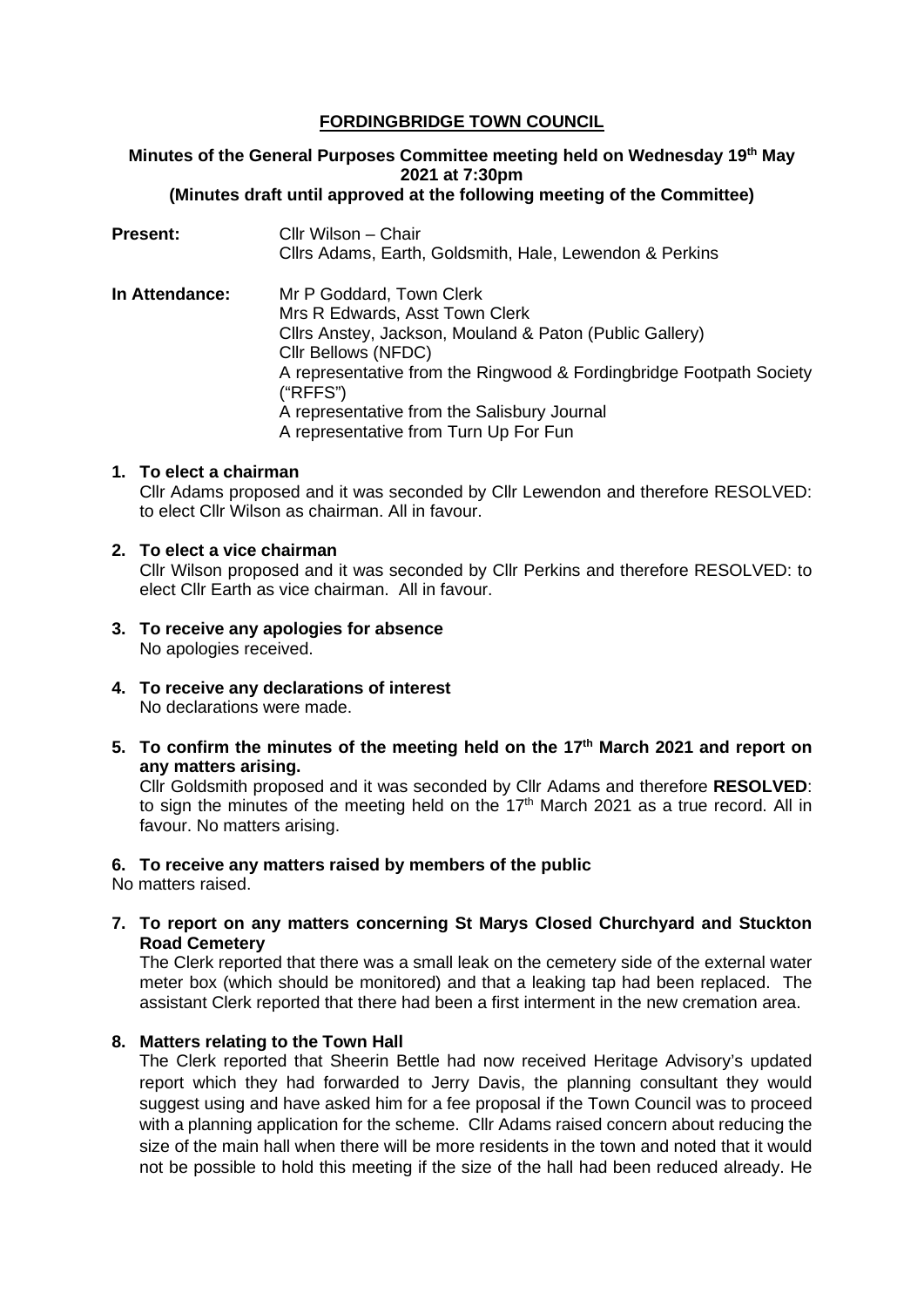# FORDINGBRIDGE TOWN COUNCIL

**Minutes of the General Purposes Committee meeting held on Wednesday 19th May 2021 at 7:30pm**
**(Minutes draft until approved at the following meeting of the Committee)**

**Present:** Cllr Wilson – Chair
Cllrs Adams, Earth, Goldsmith, Hale, Lewendon & Perkins

**In Attendance:** Mr P Goddard, Town Clerk
Mrs R Edwards, Asst Town Clerk
Cllrs Anstey, Jackson, Mouland & Paton (Public Gallery)
Cllr Bellows (NFDC)
A representative from the Ringwood & Fordingbridge Footpath Society ("RFFS")
A representative from the Salisbury Journal
A representative from Turn Up For Fun

**1. To elect a chairman**

Cllr Adams proposed and it was seconded by Cllr Lewendon and therefore RESOLVED: to elect Cllr Wilson as chairman. All in favour.

**2. To elect a vice chairman**

Cllr Wilson proposed and it was seconded by Cllr Perkins and therefore RESOLVED: to elect Cllr Earth as vice chairman. All in favour.

**3. To receive any apologies for absence**

No apologies received.

**4. To receive any declarations of interest**

No declarations were made.

**5. To confirm the minutes of the meeting held on the 17th March 2021 and report on any matters arising.**

Cllr Goldsmith proposed and it was seconded by Cllr Adams and therefore **RESOLVED**: to sign the minutes of the meeting held on the 17th March 2021 as a true record. All in favour. No matters arising.

**6. To receive any matters raised by members of the public**

No matters raised.

**7. To report on any matters concerning St Marys Closed Churchyard and Stuckton Road Cemetery**

The Clerk reported that there was a small leak on the cemetery side of the external water meter box (which should be monitored) and that a leaking tap had been replaced. The assistant Clerk reported that there had been a first interment in the new cremation area.

**8. Matters relating to the Town Hall**

The Clerk reported that Sheerin Bettle had now received Heritage Advisory's updated report which they had forwarded to Jerry Davis, the planning consultant they would suggest using and have asked him for a fee proposal if the Town Council was to proceed with a planning application for the scheme. Cllr Adams raised concern about reducing the size of the main hall when there will be more residents in the town and noted that it would not be possible to hold this meeting if the size of the hall had been reduced already. He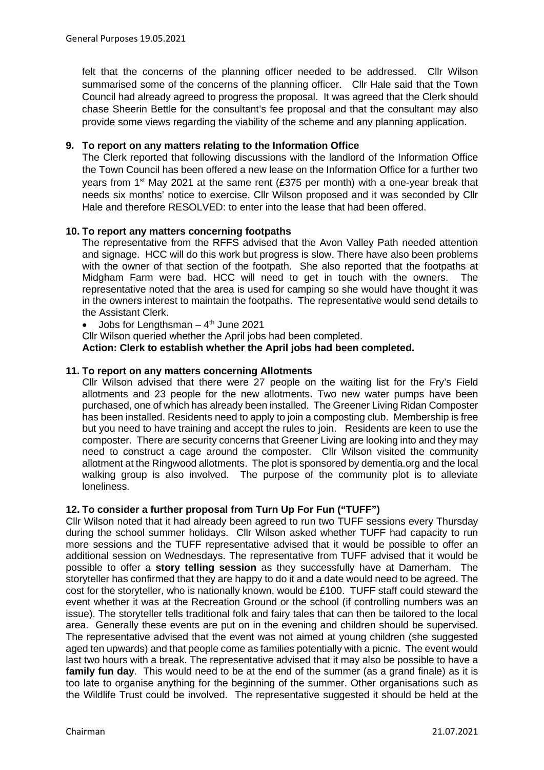felt that the concerns of the planning officer needed to be addressed. Cllr Wilson summarised some of the concerns of the planning officer. Cllr Hale said that the Town Council had already agreed to progress the proposal. It was agreed that the Clerk should chase Sheerin Bettle for the consultant's fee proposal and that the consultant may also provide some views regarding the viability of the scheme and any planning application.

**9. To report on any matters relating to the Information Office**

The Clerk reported that following discussions with the landlord of the Information Office the Town Council has been offered a new lease on the Information Office for a further two years from 1st May 2021 at the same rent (£375 per month) with a one-year break that needs six months' notice to exercise. Cllr Wilson proposed and it was seconded by Cllr Hale and therefore RESOLVED: to enter into the lease that had been offered.

**10. To report any matters concerning footpaths**

The representative from the RFFS advised that the Avon Valley Path needed attention and signage. HCC will do this work but progress is slow. There have also been problems with the owner of that section of the footpath. She also reported that the footpaths at Midgham Farm were bad. HCC will need to get in touch with the owners. The representative noted that the area is used for camping so she would have thought it was in the owners interest to maintain the footpaths. The representative would send details to the Assistant Clerk.

- Jobs for Lengthsman – 4th June 2021

Cllr Wilson queried whether the April jobs had been completed.

**Action: Clerk to establish whether the April jobs had been completed.**

**11. To report on any matters concerning Allotments**

Cllr Wilson advised that there were 27 people on the waiting list for the Fry's Field allotments and 23 people for the new allotments. Two new water pumps have been purchased, one of which has already been installed. The Greener Living Ridan Composter has been installed. Residents need to apply to join a composting club. Membership is free but you need to have training and accept the rules to join. Residents are keen to use the composter. There are security concerns that Greener Living are looking into and they may need to construct a cage around the composter. Cllr Wilson visited the community allotment at the Ringwood allotments. The plot is sponsored by dementia.org and the local walking group is also involved. The purpose of the community plot is to alleviate loneliness.

**12. To consider a further proposal from Turn Up For Fun ("TUFF")**

Cllr Wilson noted that it had already been agreed to run two TUFF sessions every Thursday during the school summer holidays. Cllr Wilson asked whether TUFF had capacity to run more sessions and the TUFF representative advised that it would be possible to offer an additional session on Wednesdays. The representative from TUFF advised that it would be possible to offer a **story telling session** as they successfully have at Damerham. The storyteller has confirmed that they are happy to do it and a date would need to be agreed. The cost for the storyteller, who is nationally known, would be £100. TUFF staff could steward the event whether it was at the Recreation Ground or the school (if controlling numbers was an issue). The storyteller tells traditional folk and fairy tales that can then be tailored to the local area. Generally these events are put on in the evening and children should be supervised. The representative advised that the event was not aimed at young children (she suggested aged ten upwards) and that people come as families potentially with a picnic. The event would last two hours with a break. The representative advised that it may also be possible to have a **family fun day**. This would need to be at the end of the summer (as a grand finale) as it is too late to organise anything for the beginning of the summer. Other organisations such as the Wildlife Trust could be involved. The representative suggested it should be held at the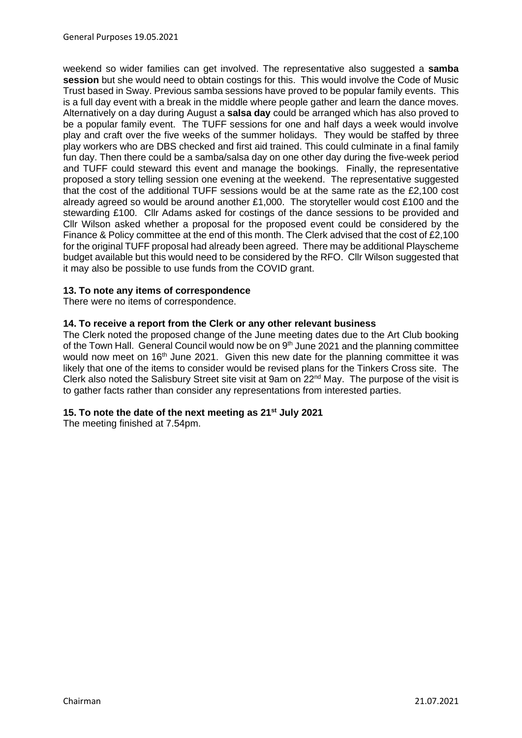weekend so wider families can get involved. The representative also suggested a **samba session** but she would need to obtain costings for this. This would involve the Code of Music Trust based in Sway. Previous samba sessions have proved to be popular family events. This is a full day event with a break in the middle where people gather and learn the dance moves. Alternatively on a day during August a **salsa day** could be arranged which has also proved to be a popular family event. The TUFF sessions for one and half days a week would involve play and craft over the five weeks of the summer holidays. They would be staffed by three play workers who are DBS checked and first aid trained. This could culminate in a final family fun day. Then there could be a samba/salsa day on one other day during the five-week period and TUFF could steward this event and manage the bookings. Finally, the representative proposed a story telling session one evening at the weekend. The representative suggested that the cost of the additional TUFF sessions would be at the same rate as the £2,100 cost already agreed so would be around another £1,000. The storyteller would cost £100 and the stewarding £100. Cllr Adams asked for costings of the dance sessions to be provided and Cllr Wilson asked whether a proposal for the proposed event could be considered by the Finance & Policy committee at the end of this month. The Clerk advised that the cost of £2,100 for the original TUFF proposal had already been agreed. There may be additional Playscheme budget available but this would need to be considered by the RFO. Cllr Wilson suggested that it may also be possible to use funds from the COVID grant.

**13. To note any items of correspondence**

There were no items of correspondence.

**14. To receive a report from the Clerk or any other relevant business**

The Clerk noted the proposed change of the June meeting dates due to the Art Club booking of the Town Hall. General Council would now be on 9th June 2021 and the planning committee would now meet on 16th June 2021. Given this new date for the planning committee it was likely that one of the items to consider would be revised plans for the Tinkers Cross site. The Clerk also noted the Salisbury Street site visit at 9am on 22nd May. The purpose of the visit is to gather facts rather than consider any representations from interested parties.

**15. To note the date of the next meeting as 21st July 2021**

The meeting finished at 7.54pm.

Chairman 21.07.2021